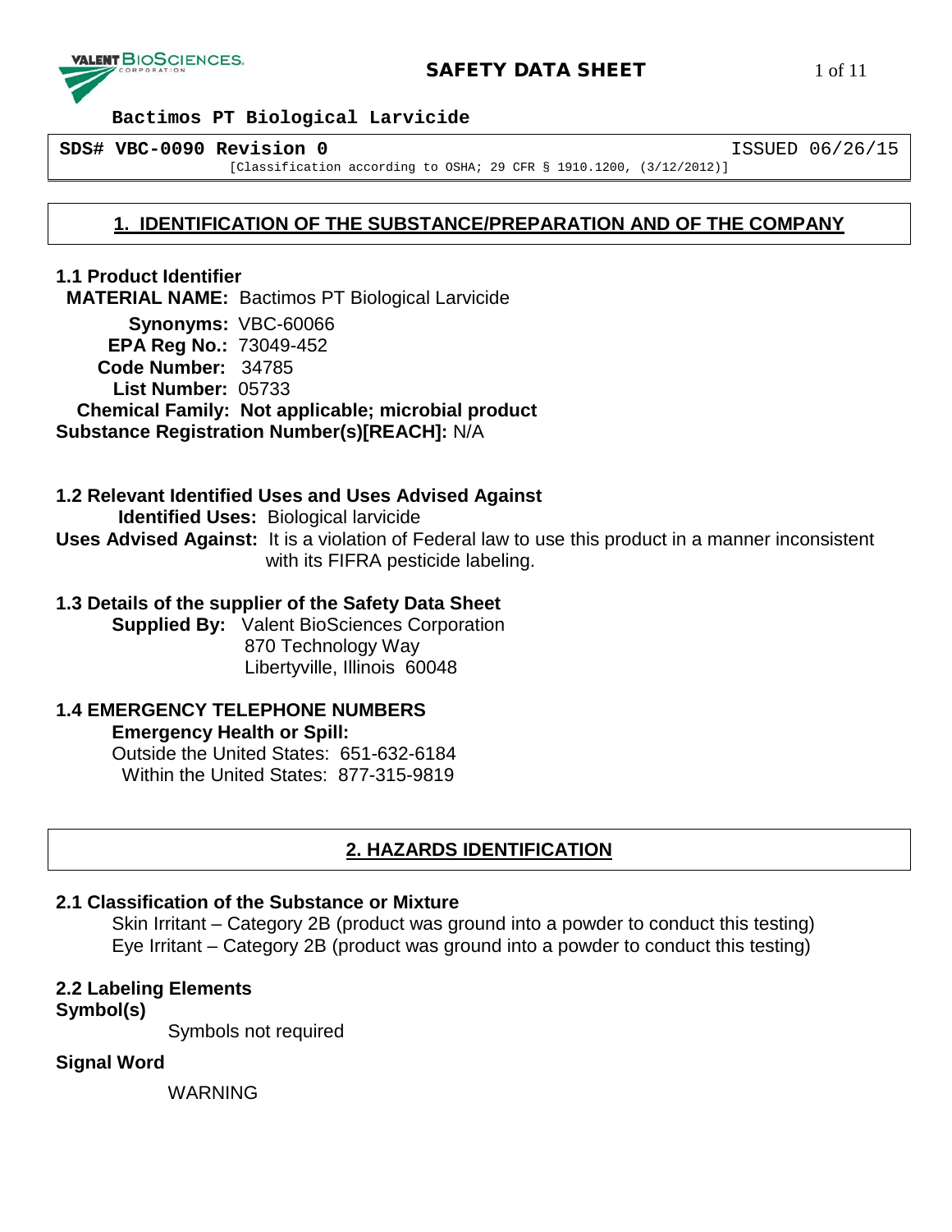# SAFETY DATA SHEET

**Bactimos PT Biological Larvicide**

**SDS# VBC-0090 Revision 0** ISSUED 06/26/15

[Classification according to OSHA; 29 CFR § 1910.1200, (3/12/2012)]

## 1. IDENTIFICATION OF THE SUBSTANCE/PREPARATION AND OF THE COMPANY

### 1.1 Product Identifier

**MATERIAL NAME:** Bactimos PT Biological Larvicide

**Synonyms:** VBC-60066

**EPA Reg No.:** 73049-452

**Code Number:** 34785

**List Number:** 05733

**Chemical Family: Not applicable; microbial product**

**Substance Registration Number(s)[REACH]:** N/A

### 1.2 Relevant Identified Uses and Uses Advised Against

**Identified Uses:** Biological larvicide

**Uses Advised Against:** It is a violation of Federal law to use this product in a manner inconsistent with its FIFRA pesticide labeling.

### 1.3 Details of the supplier of the Safety Data Sheet

**Supplied By:** Valent BioSciences Corporation
870 Technology Way
Libertyville, Illinois 60048

### 1.4 EMERGENCY TELEPHONE NUMBERS

**Emergency Health or Spill:**

Outside the United States: 651-632-6184
Within the United States: 877-315-9819

## 2. HAZARDS IDENTIFICATION

### 2.1 Classification of the Substance or Mixture

Skin Irritant – Category 2B (product was ground into a powder to conduct this testing)
Eye Irritant – Category 2B (product was ground into a powder to conduct this testing)

### 2.2 Labeling Elements

**Symbol(s)**

Symbols not required

**Signal Word**

WARNING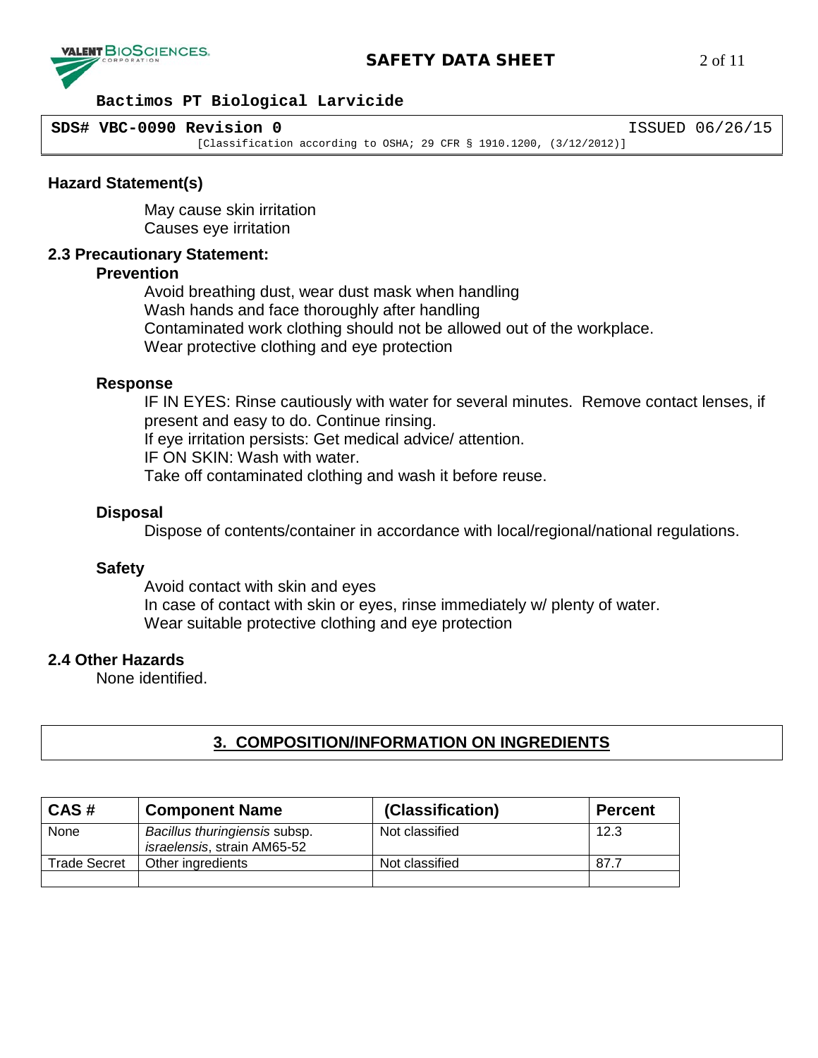### Hazard Statement(s)

May cause skin irritation
Causes eye irritation

### 2.3 Precautionary Statement:

#### Prevention

Avoid breathing dust, wear dust mask when handling
Wash hands and face thoroughly after handling
Contaminated work clothing should not be allowed out of the workplace.
Wear protective clothing and eye protection

#### Response

IF IN EYES: Rinse cautiously with water for several minutes. Remove contact lenses, if present and easy to do. Continue rinsing.
If eye irritation persists: Get medical advice/ attention.
IF ON SKIN: Wash with water.
Take off contaminated clothing and wash it before reuse.

#### Disposal

Dispose of contents/container in accordance with local/regional/national regulations.

#### Safety

Avoid contact with skin and eyes
In case of contact with skin or eyes, rinse immediately w/ plenty of water.
Wear suitable protective clothing and eye protection

### 2.4 Other Hazards

None identified.

## 3. COMPOSITION/INFORMATION ON INGREDIENTS

| CAS # | Component Name | (Classification) | Percent |
|---|---|---|---|
| None | *Bacillus thuringiensis* subsp. *israelensis*, strain AM65-52 | Not classified | 12.3 |
| Trade Secret | Other ingredients | Not classified | 87.7 |
| | | | |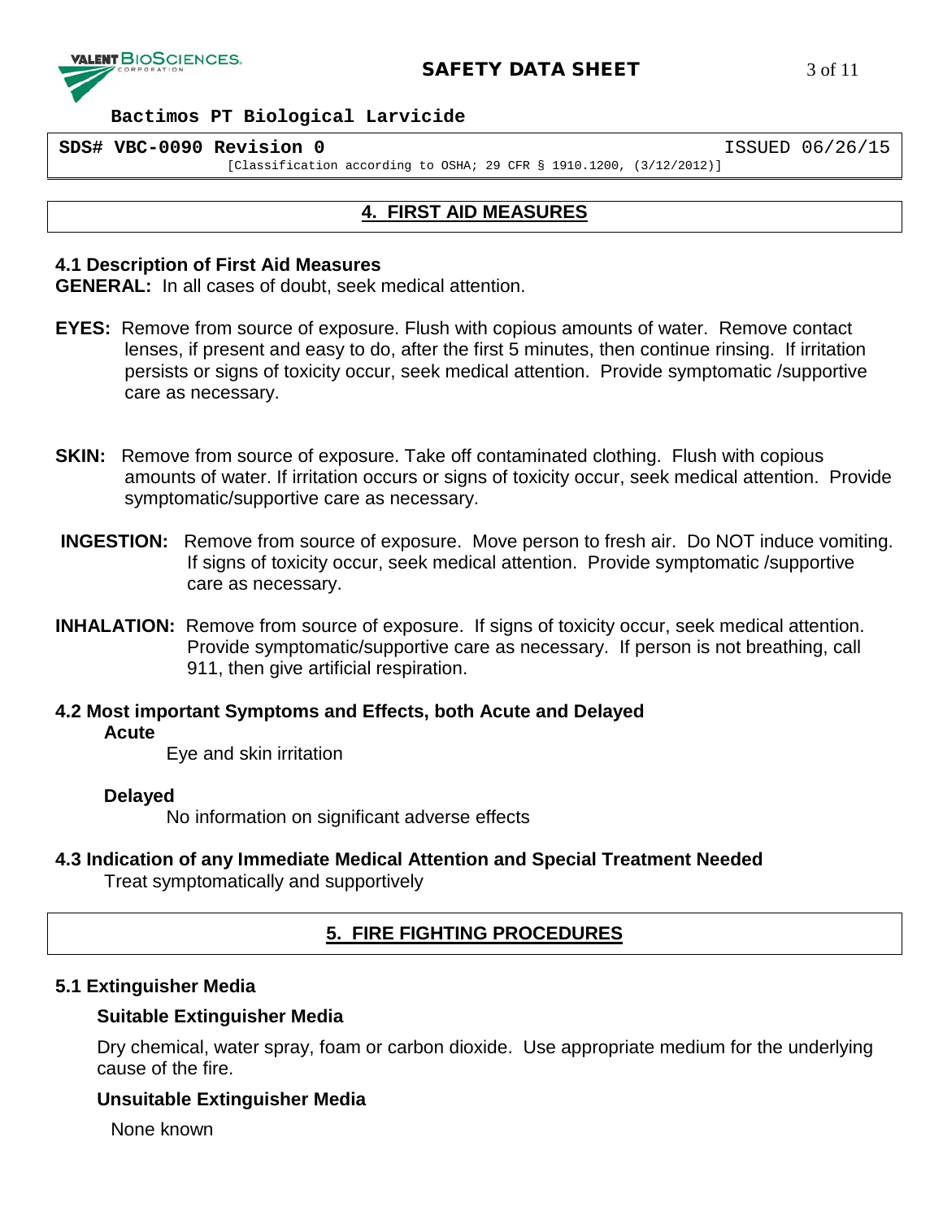## 4. FIRST AID MEASURES

### 4.1 Description of First Aid Measures

**GENERAL:** In all cases of doubt, seek medical attention.

**EYES:** Remove from source of exposure. Flush with copious amounts of water. Remove contact lenses, if present and easy to do, after the first 5 minutes, then continue rinsing. If irritation persists or signs of toxicity occur, seek medical attention. Provide symptomatic /supportive care as necessary.

**SKIN:** Remove from source of exposure. Take off contaminated clothing. Flush with copious amounts of water. If irritation occurs or signs of toxicity occur, seek medical attention. Provide symptomatic/supportive care as necessary.

**INGESTION:** Remove from source of exposure. Move person to fresh air. Do NOT induce vomiting. If signs of toxicity occur, seek medical attention. Provide symptomatic /supportive care as necessary.

**INHALATION:** Remove from source of exposure. If signs of toxicity occur, seek medical attention. Provide symptomatic/supportive care as necessary. If person is not breathing, call 911, then give artificial respiration.

### 4.2 Most important Symptoms and Effects, both Acute and Delayed

**Acute**

Eye and skin irritation

**Delayed**

No information on significant adverse effects

### 4.3 Indication of any Immediate Medical Attention and Special Treatment Needed

Treat symptomatically and supportively

## 5. FIRE FIGHTING PROCEDURES

### 5.1 Extinguisher Media

**Suitable Extinguisher Media**

Dry chemical, water spray, foam or carbon dioxide. Use appropriate medium for the underlying cause of the fire.

**Unsuitable Extinguisher Media**

None known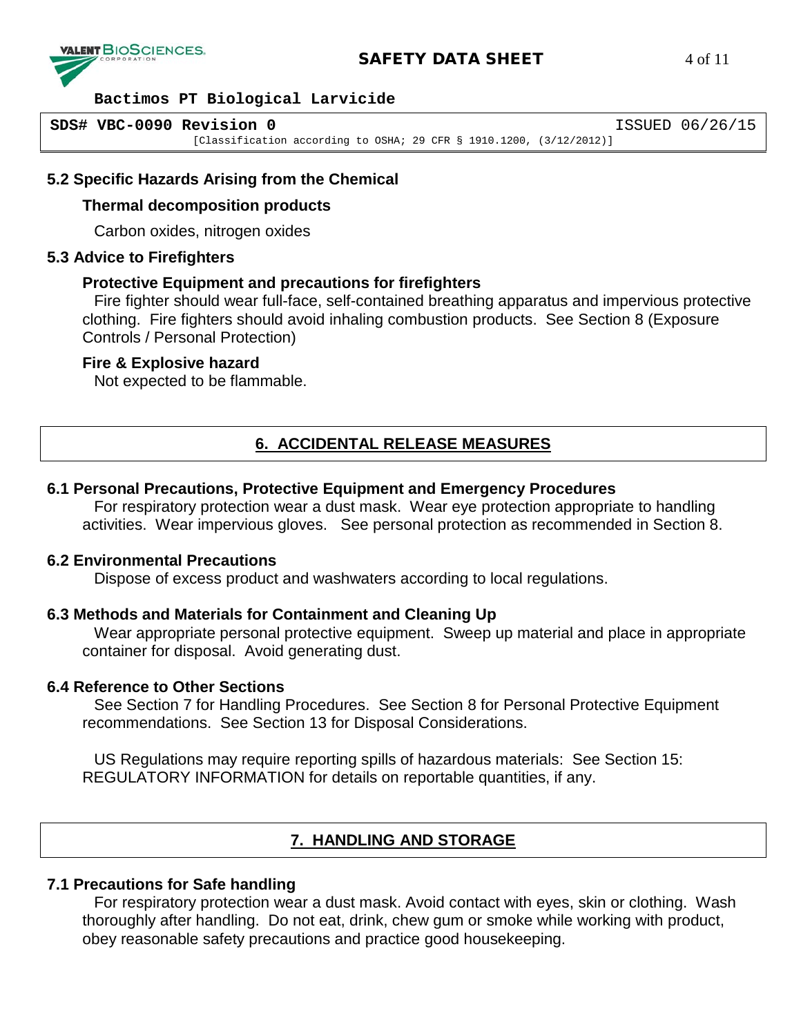### 5.2 Specific Hazards Arising from the Chemical

**Thermal decomposition products**

Carbon oxides, nitrogen oxides

### 5.3 Advice to Firefighters

**Protective Equipment and precautions for firefighters**

Fire fighter should wear full-face, self-contained breathing apparatus and impervious protective clothing. Fire fighters should avoid inhaling combustion products. See Section 8 (Exposure Controls / Personal Protection)

**Fire & Explosive hazard**

Not expected to be flammable.

## 6. ACCIDENTAL RELEASE MEASURES

### 6.1 Personal Precautions, Protective Equipment and Emergency Procedures

For respiratory protection wear a dust mask. Wear eye protection appropriate to handling activities. Wear impervious gloves. See personal protection as recommended in Section 8.

### 6.2 Environmental Precautions

Dispose of excess product and washwaters according to local regulations.

### 6.3 Methods and Materials for Containment and Cleaning Up

Wear appropriate personal protective equipment. Sweep up material and place in appropriate container for disposal. Avoid generating dust.

### 6.4 Reference to Other Sections

See Section 7 for Handling Procedures. See Section 8 for Personal Protective Equipment recommendations. See Section 13 for Disposal Considerations.

US Regulations may require reporting spills of hazardous materials: See Section 15: REGULATORY INFORMATION for details on reportable quantities, if any.

## 7. HANDLING AND STORAGE

### 7.1 Precautions for Safe handling

For respiratory protection wear a dust mask. Avoid contact with eyes, skin or clothing. Wash thoroughly after handling. Do not eat, drink, chew gum or smoke while working with product, obey reasonable safety precautions and practice good housekeeping.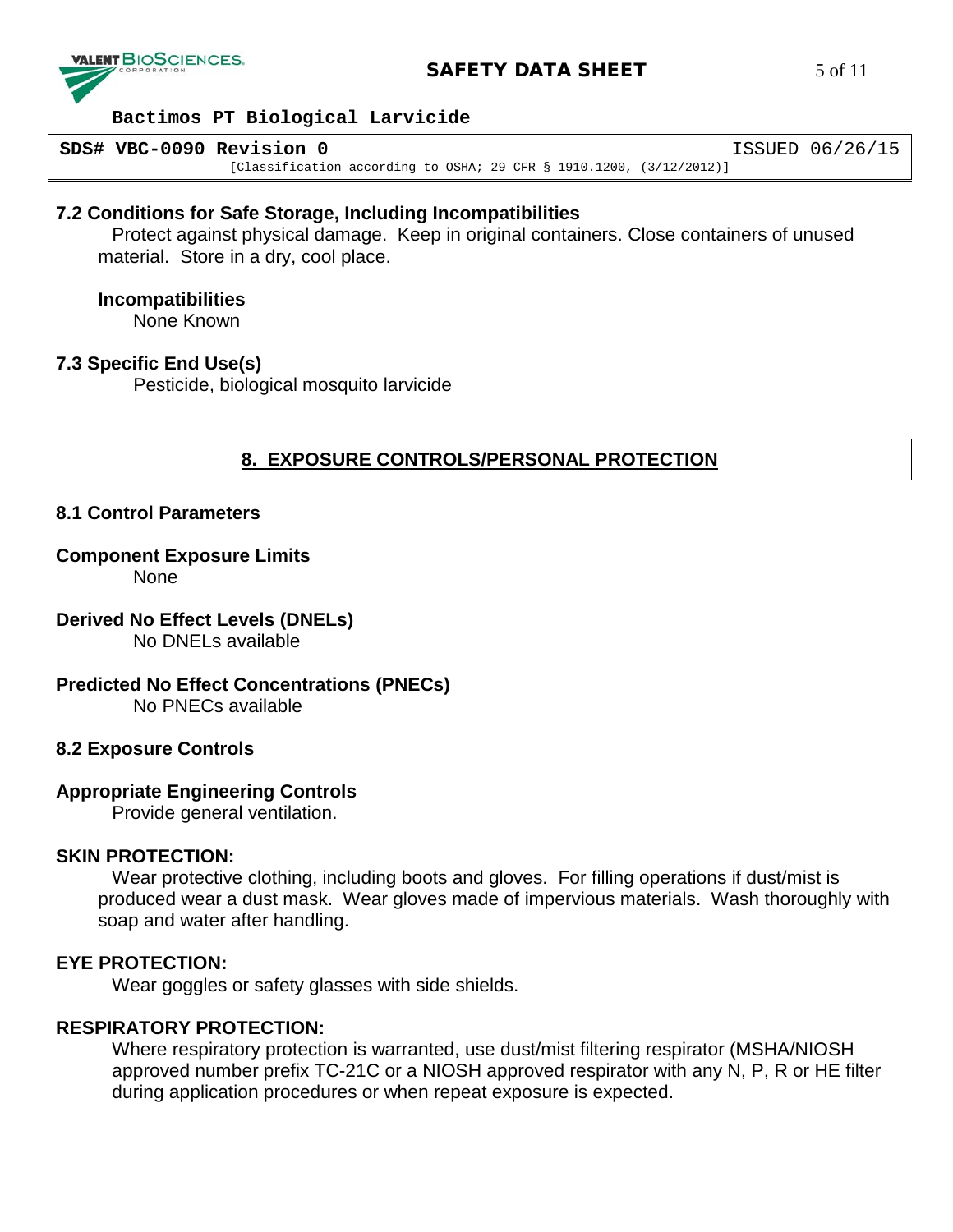### 7.2 Conditions for Safe Storage, Including Incompatibilities

Protect against physical damage. Keep in original containers. Close containers of unused material. Store in a dry, cool place.

**Incompatibilities**

None Known

### 7.3 Specific End Use(s)

Pesticide, biological mosquito larvicide

## 8. EXPOSURE CONTROLS/PERSONAL PROTECTION

### 8.1 Control Parameters

**Component Exposure Limits**

None

**Derived No Effect Levels (DNELs)**

No DNELs available

**Predicted No Effect Concentrations (PNECs)**

No PNECs available

### 8.2 Exposure Controls

**Appropriate Engineering Controls**

Provide general ventilation.

**SKIN PROTECTION:**

Wear protective clothing, including boots and gloves. For filling operations if dust/mist is produced wear a dust mask. Wear gloves made of impervious materials. Wash thoroughly with soap and water after handling.

**EYE PROTECTION:**

Wear goggles or safety glasses with side shields.

**RESPIRATORY PROTECTION:**

Where respiratory protection is warranted, use dust/mist filtering respirator (MSHA/NIOSH approved number prefix TC-21C or a NIOSH approved respirator with any N, P, R or HE filter during application procedures or when repeat exposure is expected.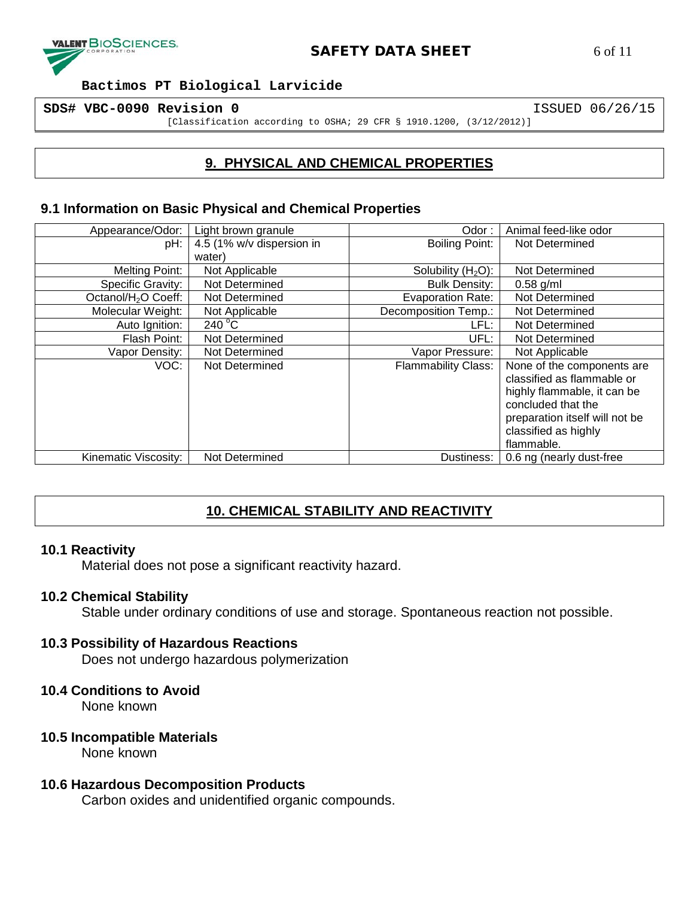## 9. PHYSICAL AND CHEMICAL PROPERTIES

### 9.1 Information on Basic Physical and Chemical Properties

| Appearance/Odor: | Light brown granule | Odor : | Animal feed-like odor |
|---|---|---|---|
| pH: | 4.5 (1% w/v dispersion in water) | Boiling Point: | Not Determined |
| Melting Point: | Not Applicable | Solubility ($H_2O$): | Not Determined |
| Specific Gravity: | Not Determined | Bulk Density: | 0.58 g/ml |
| Octanol/$H_2O$ Coeff: | Not Determined | Evaporation Rate: | Not Determined |
| Molecular Weight: | Not Applicable | Decomposition Temp.: | Not Determined |
| Auto Ignition: | 240 °C | LFL: | Not Determined |
| Flash Point: | Not Determined | UFL: | Not Determined |
| Vapor Density: | Not Determined | Vapor Pressure: | Not Applicable |
| VOC: | Not Determined | Flammability Class: | None of the components are classified as flammable or highly flammable, it can be concluded that the preparation itself will not be classified as highly flammable. |
| Kinematic Viscosity: | Not Determined | Dustiness: | 0.6 ng (nearly dust-free |

## 10. CHEMICAL STABILITY AND REACTIVITY

### 10.1 Reactivity

Material does not pose a significant reactivity hazard.

### 10.2 Chemical Stability

Stable under ordinary conditions of use and storage. Spontaneous reaction not possible.

### 10.3 Possibility of Hazardous Reactions

Does not undergo hazardous polymerization

### 10.4 Conditions to Avoid

None known

### 10.5 Incompatible Materials

None known

### 10.6 Hazardous Decomposition Products

Carbon oxides and unidentified organic compounds.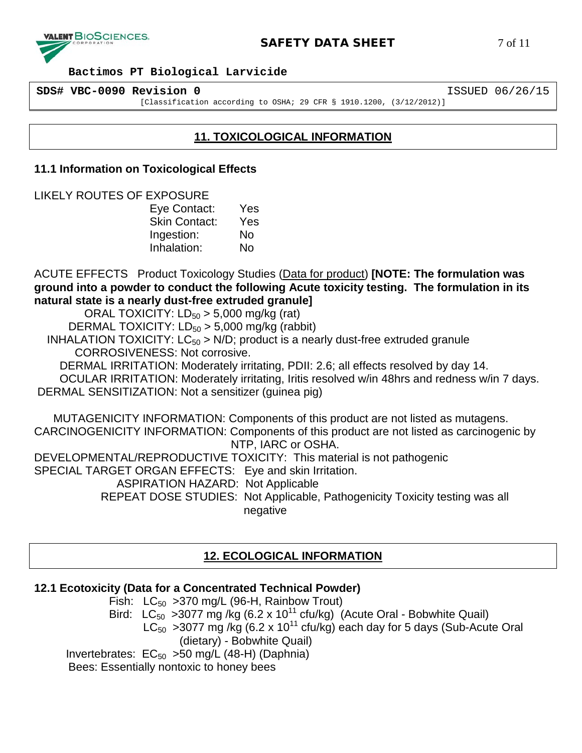## 11. TOXICOLOGICAL INFORMATION

### 11.1 Information on Toxicological Effects

LIKELY ROUTES OF EXPOSURE

| | |
|---|---|
| Eye Contact: | Yes |
| Skin Contact: | Yes |
| Ingestion: | No |
| Inhalation: | No |

ACUTE EFFECTS Product Toxicology Studies (Data for product) **[NOTE: The formulation was ground into a powder to conduct the following Acute toxicity testing. The formulation in its natural state is a nearly dust-free extruded granule]**

ORAL TOXICITY: $LD_{50}$ > 5,000 mg/kg (rat)

DERMAL TOXICITY: $LD_{50}$ > 5,000 mg/kg (rabbit)

INHALATION TOXICITY: $LC_{50}$ > N/D; product is a nearly dust-free extruded granule

CORROSIVENESS: Not corrosive.

DERMAL IRRITATION: Moderately irritating, PDII: 2.6; all effects resolved by day 14.

OCULAR IRRITATION: Moderately irritating, Iritis resolved w/in 48hrs and redness w/in 7 days.

DERMAL SENSITIZATION: Not a sensitizer (guinea pig)

MUTAGENICITY INFORMATION: Components of this product are not listed as mutagens.

CARCINOGENICITY INFORMATION: Components of this product are not listed as carcinogenic by NTP, IARC or OSHA.

DEVELOPMENTAL/REPRODUCTIVE TOXICITY: This material is not pathogenic

SPECIAL TARGET ORGAN EFFECTS: Eye and skin Irritation.

ASPIRATION HAZARD: Not Applicable

REPEAT DOSE STUDIES: Not Applicable, Pathogenicity Toxicity testing was all negative

## 12. ECOLOGICAL INFORMATION

### 12.1 Ecotoxicity (Data for a Concentrated Technical Powder)

Fish: $LC_{50}$ >370 mg/L (96-H, Rainbow Trout)

Bird: $LC_{50}$ >3077 mg /kg ($6.2 \times 10^{11}$ cfu/kg) (Acute Oral - Bobwhite Quail)

$LC_{50}$ >3077 mg /kg ($6.2 \times 10^{11}$ cfu/kg) each day for 5 days (Sub-Acute Oral (dietary) - Bobwhite Quail)

Invertebrates: $EC_{50}$ >50 mg/L (48-H) (Daphnia)

Bees: Essentially nontoxic to honey bees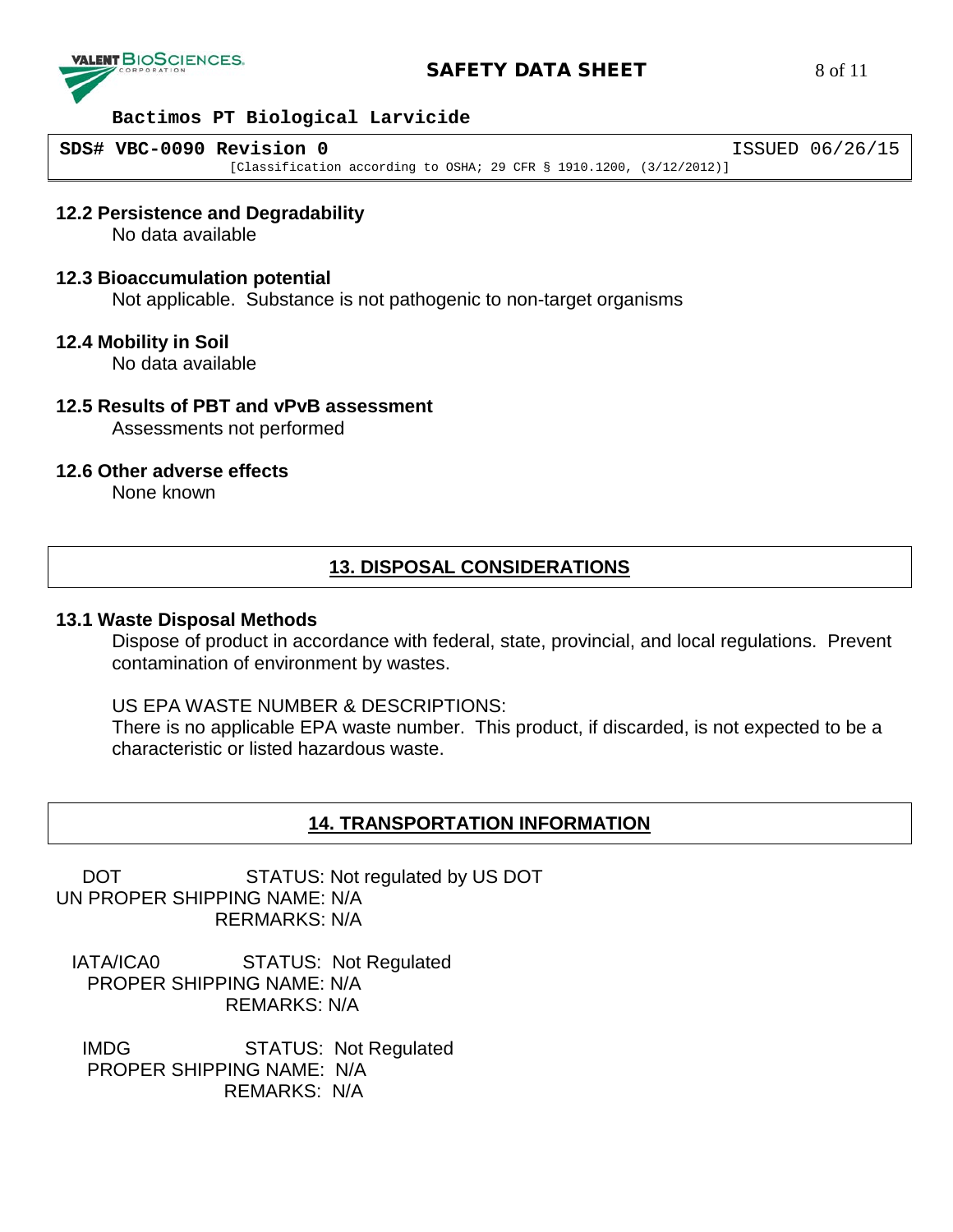### 12.2 Persistence and Degradability

No data available

### 12.3 Bioaccumulation potential

Not applicable. Substance is not pathogenic to non-target organisms

### 12.4 Mobility in Soil

No data available

### 12.5 Results of PBT and vPvB assessment

Assessments not performed

### 12.6 Other adverse effects

None known

## 13. DISPOSAL CONSIDERATIONS

### 13.1 Waste Disposal Methods

Dispose of product in accordance with federal, state, provincial, and local regulations. Prevent contamination of environment by wastes.

US EPA WASTE NUMBER & DESCRIPTIONS:
There is no applicable EPA waste number. This product, if discarded, is not expected to be a characteristic or listed hazardous waste.

## 14. TRANSPORTATION INFORMATION

DOT STATUS: Not regulated by US DOT
UN PROPER SHIPPING NAME: N/A
RERMARKS: N/A

IATA/ICA0 STATUS: Not Regulated
PROPER SHIPPING NAME: N/A
REMARKS: N/A

IMDG STATUS: Not Regulated
PROPER SHIPPING NAME: N/A
REMARKS: N/A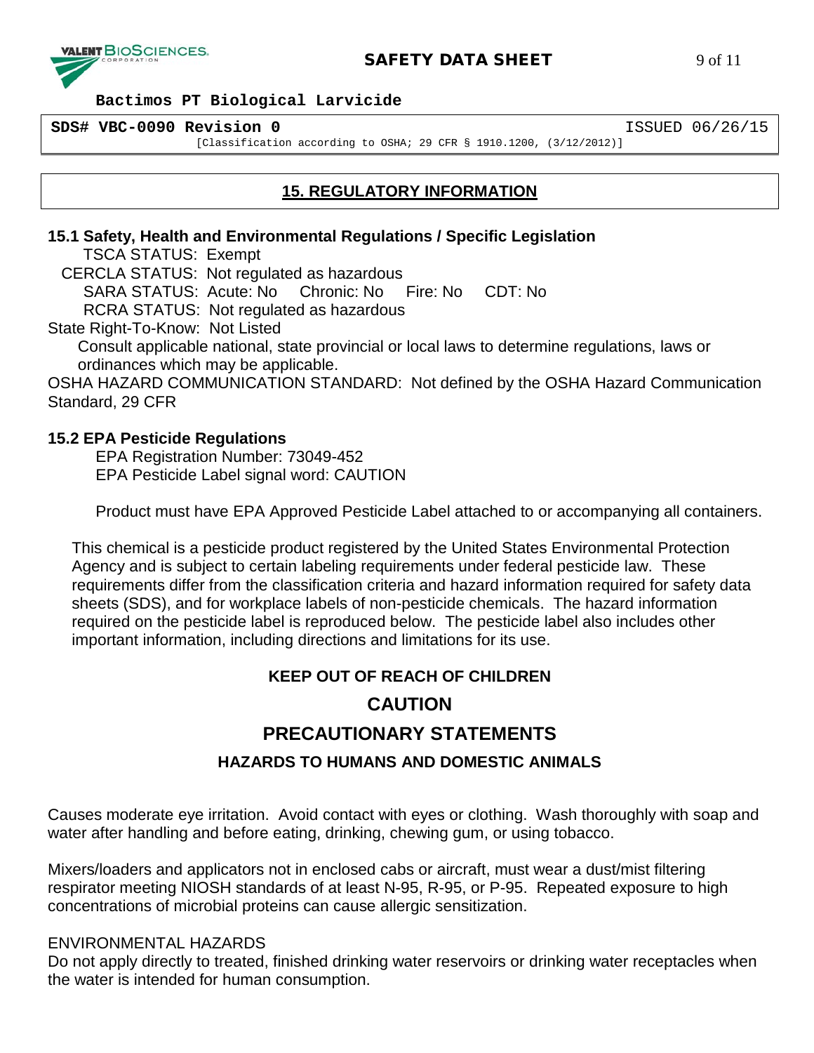## 15. REGULATORY INFORMATION

### 15.1 Safety, Health and Environmental Regulations / Specific Legislation

TSCA STATUS: Exempt

CERCLA STATUS: Not regulated as hazardous

SARA STATUS: Acute: No Chronic: No Fire: No CDT: No

RCRA STATUS: Not regulated as hazardous

State Right-To-Know: Not Listed

Consult applicable national, state provincial or local laws to determine regulations, laws or ordinances which may be applicable.

OSHA HAZARD COMMUNICATION STANDARD: Not defined by the OSHA Hazard Communication Standard, 29 CFR

### 15.2 EPA Pesticide Regulations

EPA Registration Number: 73049-452

EPA Pesticide Label signal word: CAUTION

Product must have EPA Approved Pesticide Label attached to or accompanying all containers.

This chemical is a pesticide product registered by the United States Environmental Protection Agency and is subject to certain labeling requirements under federal pesticide law. These requirements differ from the classification criteria and hazard information required for safety data sheets (SDS), and for workplace labels of non-pesticide chemicals. The hazard information required on the pesticide label is reproduced below. The pesticide label also includes other important information, including directions and limitations for its use.

**KEEP OUT OF REACH OF CHILDREN**

**CAUTION**

**PRECAUTIONARY STATEMENTS**

**HAZARDS TO HUMANS AND DOMESTIC ANIMALS**

Causes moderate eye irritation. Avoid contact with eyes or clothing. Wash thoroughly with soap and water after handling and before eating, drinking, chewing gum, or using tobacco.

Mixers/loaders and applicators not in enclosed cabs or aircraft, must wear a dust/mist filtering respirator meeting NIOSH standards of at least N-95, R-95, or P-95. Repeated exposure to high concentrations of microbial proteins can cause allergic sensitization.

ENVIRONMENTAL HAZARDS

Do not apply directly to treated, finished drinking water reservoirs or drinking water receptacles when the water is intended for human consumption.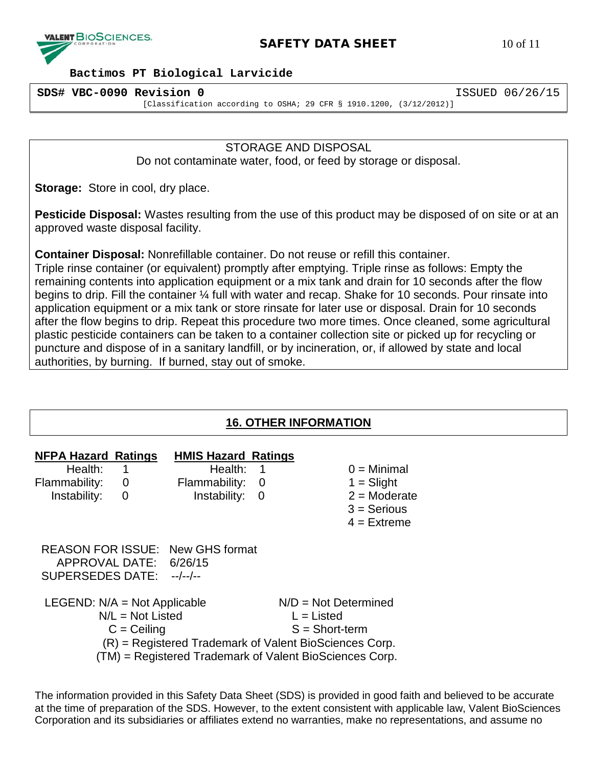STORAGE AND DISPOSAL

Do not contaminate water, food, or feed by storage or disposal.

**Storage:** Store in cool, dry place.

**Pesticide Disposal:** Wastes resulting from the use of this product may be disposed of on site or at an approved waste disposal facility.

**Container Disposal:** Nonrefillable container. Do not reuse or refill this container.
Triple rinse container (or equivalent) promptly after emptying. Triple rinse as follows: Empty the remaining contents into application equipment or a mix tank and drain for 10 seconds after the flow begins to drip. Fill the container ¼ full with water and recap. Shake for 10 seconds. Pour rinsate into application equipment or a mix tank or store rinsate for later use or disposal. Drain for 10 seconds after the flow begins to drip. Repeat this procedure two more times. Once cleaned, some agricultural plastic pesticide containers can be taken to a container collection site or picked up for recycling or puncture and dispose of in a sanitary landfill, or by incineration, or, if allowed by state and local authorities, by burning. If burned, stay out of smoke.

## 16. OTHER INFORMATION

| NFPA Hazard Ratings | | HMIS Hazard Ratings | | |
|---|---|---|---|---|
| Health: | 1 | Health: | 1 | 0 = Minimal |
| Flammability: | 0 | Flammability: | 0 | 1 = Slight |
| Instability: | 0 | Instability: | 0 | 2 = Moderate |
| | | | | 3 = Serious |
| | | | | 4 = Extreme |

REASON FOR ISSUE: New GHS format
APPROVAL DATE: 6/26/15
SUPERSEDES DATE: --/--/--

LEGEND: N/A = Not Applicable    N/D = Not Determined
N/L = Not Listed    L = Listed
C = Ceiling    S = Short-term
(R) = Registered Trademark of Valent BioSciences Corp.
(TM) = Registered Trademark of Valent BioSciences Corp.

The information provided in this Safety Data Sheet (SDS) is provided in good faith and believed to be accurate at the time of preparation of the SDS. However, to the extent consistent with applicable law, Valent BioSciences Corporation and its subsidiaries or affiliates extend no warranties, make no representations, and assume no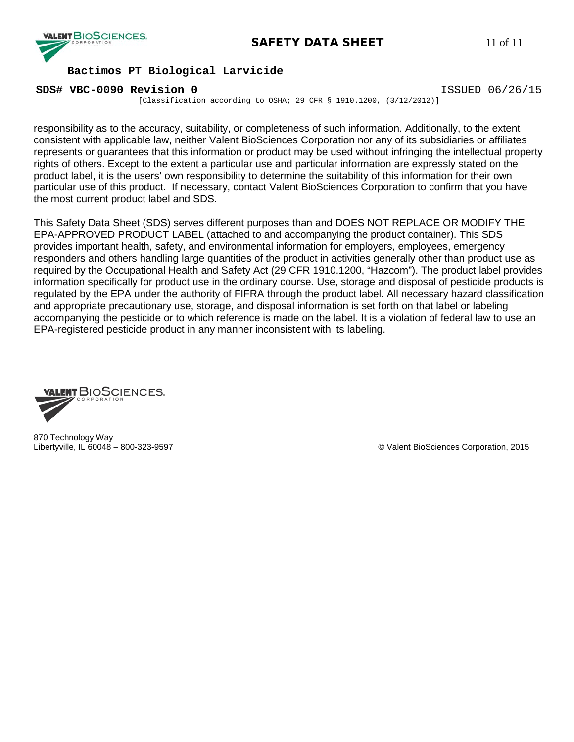responsibility as to the accuracy, suitability, or completeness of such information. Additionally, to the extent consistent with applicable law, neither Valent BioSciences Corporation nor any of its subsidiaries or affiliates represents or guarantees that this information or product may be used without infringing the intellectual property rights of others. Except to the extent a particular use and particular information are expressly stated on the product label, it is the users' own responsibility to determine the suitability of this information for their own particular use of this product. If necessary, contact Valent BioSciences Corporation to confirm that you have the most current product label and SDS.

This Safety Data Sheet (SDS) serves different purposes than and DOES NOT REPLACE OR MODIFY THE EPA-APPROVED PRODUCT LABEL (attached to and accompanying the product container). This SDS provides important health, safety, and environmental information for employers, employees, emergency responders and others handling large quantities of the product in activities generally other than product use as required by the Occupational Health and Safety Act (29 CFR 1910.1200, "Hazcom"). The product label provides information specifically for product use in the ordinary course. Use, storage and disposal of pesticide products is regulated by the EPA under the authority of FIFRA through the product label. All necessary hazard classification and appropriate precautionary use, storage, and disposal information is set forth on that label or labeling accompanying the pesticide or to which reference is made on the label. It is a violation of federal law to use an EPA-registered pesticide product in any manner inconsistent with its labeling.

VALENT BIOSCIENCES CORPORATION

870 Technology Way
Libertyville, IL 60048 – 800-323-9597

© Valent BioSciences Corporation, 2015